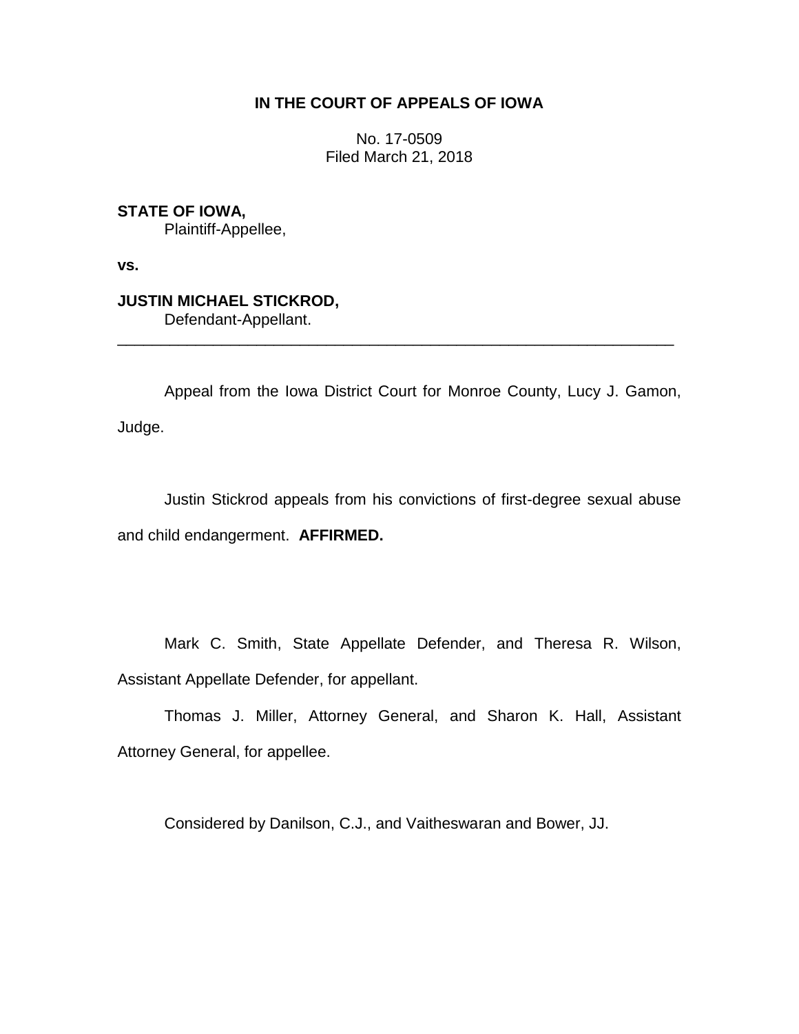**IN THE COURT OF APPEALS OF IOWA**

No. 17-0509
Filed March 21, 2018

**STATE OF IOWA,**
Plaintiff-Appellee,

**vs.**

**JUSTIN MICHAEL STICKROD,**
Defendant-Appellant.

---

Appeal from the Iowa District Court for Monroe County, Lucy J. Gamon, Judge.

Justin Stickrod appeals from his convictions of first-degree sexual abuse and child endangerment. **AFFIRMED.**

Mark C. Smith, State Appellate Defender, and Theresa R. Wilson, Assistant Appellate Defender, for appellant.

Thomas J. Miller, Attorney General, and Sharon K. Hall, Assistant Attorney General, for appellee.

Considered by Danilson, C.J., and Vaitheswaran and Bower, JJ.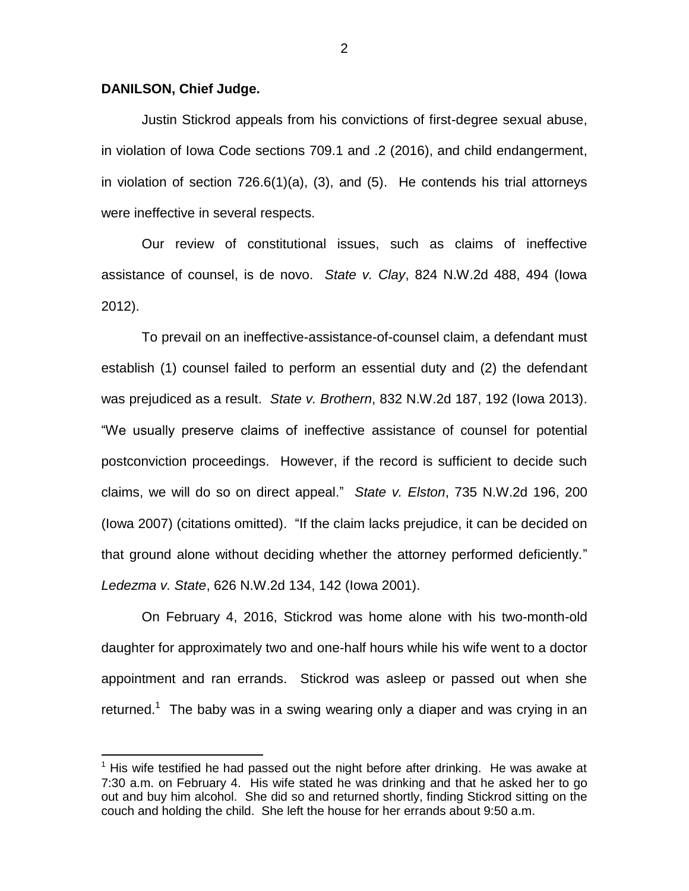**DANILSON, Chief Judge.**

Justin Stickrod appeals from his convictions of first-degree sexual abuse, in violation of Iowa Code sections 709.1 and .2 (2016), and child endangerment, in violation of section 726.6(1)(a), (3), and (5). He contends his trial attorneys were ineffective in several respects.

Our review of constitutional issues, such as claims of ineffective assistance of counsel, is de novo. *State v. Clay*, 824 N.W.2d 488, 494 (Iowa 2012).

To prevail on an ineffective-assistance-of-counsel claim, a defendant must establish (1) counsel failed to perform an essential duty and (2) the defendant was prejudiced as a result. *State v. Brothern*, 832 N.W.2d 187, 192 (Iowa 2013). "We usually preserve claims of ineffective assistance of counsel for potential postconviction proceedings. However, if the record is sufficient to decide such claims, we will do so on direct appeal." *State v. Elston*, 735 N.W.2d 196, 200 (Iowa 2007) (citations omitted). "If the claim lacks prejudice, it can be decided on that ground alone without deciding whether the attorney performed deficiently." *Ledezma v. State*, 626 N.W.2d 134, 142 (Iowa 2001).

On February 4, 2016, Stickrod was home alone with his two-month-old daughter for approximately two and one-half hours while his wife went to a doctor appointment and ran errands. Stickrod was asleep or passed out when she returned.[1] The baby was in a swing wearing only a diaper and was crying in an

[1] His wife testified he had passed out the night before after drinking. He was awake at 7:30 a.m. on February 4. His wife stated he was drinking and that he asked her to go out and buy him alcohol. She did so and returned shortly, finding Stickrod sitting on the couch and holding the child. She left the house for her errands about 9:50 a.m.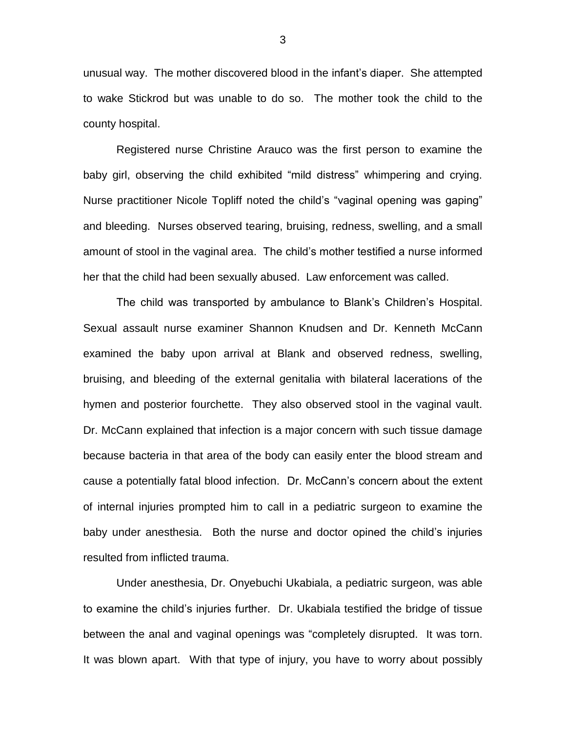unusual way. The mother discovered blood in the infant's diaper. She attempted to wake Stickrod but was unable to do so. The mother took the child to the county hospital.

Registered nurse Christine Arauco was the first person to examine the baby girl, observing the child exhibited "mild distress" whimpering and crying. Nurse practitioner Nicole Topliff noted the child's "vaginal opening was gaping" and bleeding. Nurses observed tearing, bruising, redness, swelling, and a small amount of stool in the vaginal area. The child's mother testified a nurse informed her that the child had been sexually abused. Law enforcement was called.

The child was transported by ambulance to Blank's Children's Hospital. Sexual assault nurse examiner Shannon Knudsen and Dr. Kenneth McCann examined the baby upon arrival at Blank and observed redness, swelling, bruising, and bleeding of the external genitalia with bilateral lacerations of the hymen and posterior fourchette. They also observed stool in the vaginal vault. Dr. McCann explained that infection is a major concern with such tissue damage because bacteria in that area of the body can easily enter the blood stream and cause a potentially fatal blood infection. Dr. McCann's concern about the extent of internal injuries prompted him to call in a pediatric surgeon to examine the baby under anesthesia. Both the nurse and doctor opined the child's injuries resulted from inflicted trauma.

Under anesthesia, Dr. Onyebuchi Ukabiala, a pediatric surgeon, was able to examine the child's injuries further. Dr. Ukabiala testified the bridge of tissue between the anal and vaginal openings was "completely disrupted. It was torn. It was blown apart. With that type of injury, you have to worry about possibly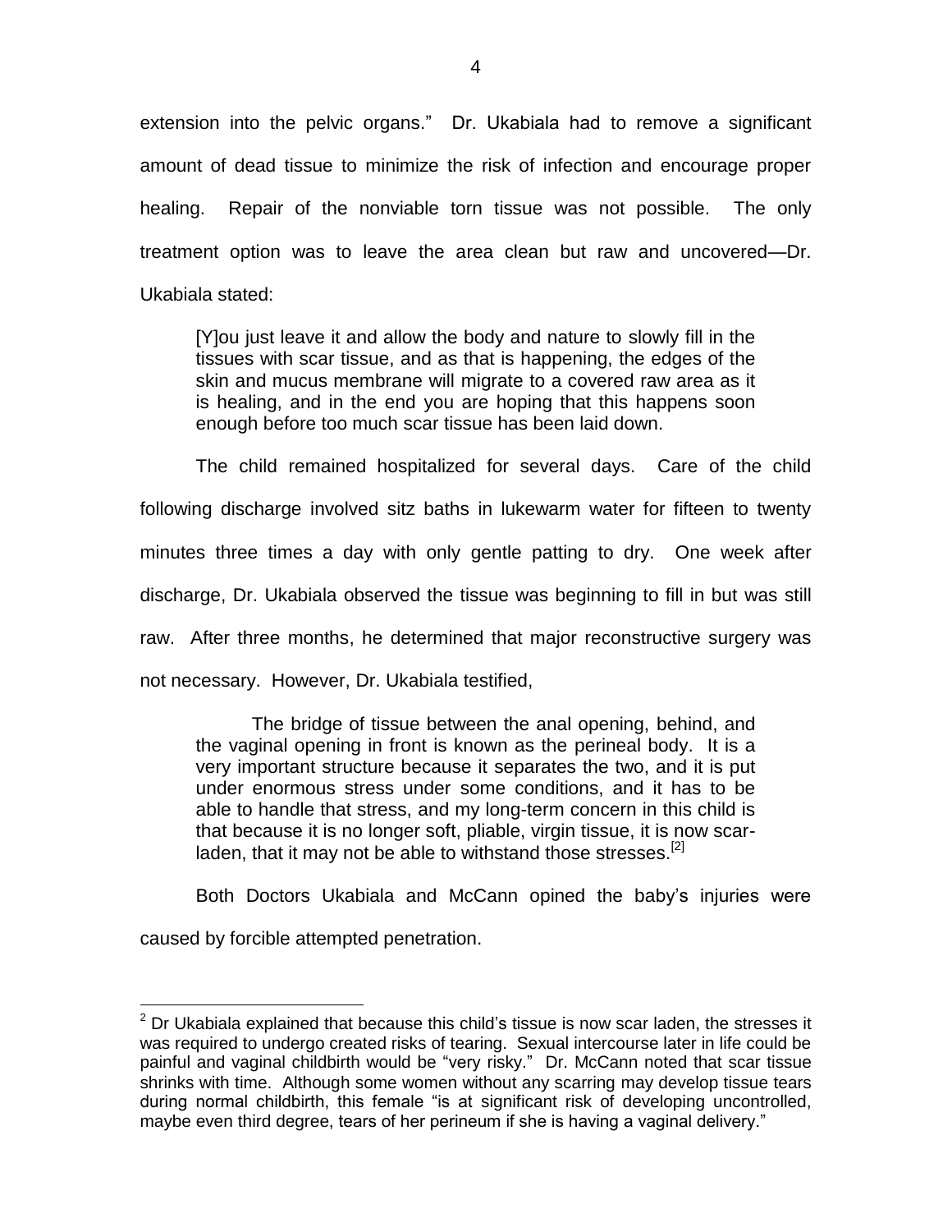extension into the pelvic organs." Dr. Ukabiala had to remove a significant amount of dead tissue to minimize the risk of infection and encourage proper healing. Repair of the nonviable torn tissue was not possible. The only treatment option was to leave the area clean but raw and uncovered—Dr. Ukabiala stated:

> [Y]ou just leave it and allow the body and nature to slowly fill in the tissues with scar tissue, and as that is happening, the edges of the skin and mucus membrane will migrate to a covered raw area as it is healing, and in the end you are hoping that this happens soon enough before too much scar tissue has been laid down.

The child remained hospitalized for several days. Care of the child following discharge involved sitz baths in lukewarm water for fifteen to twenty minutes three times a day with only gentle patting to dry. One week after discharge, Dr. Ukabiala observed the tissue was beginning to fill in but was still raw. After three months, he determined that major reconstructive surgery was not necessary. However, Dr. Ukabiala testified,

> The bridge of tissue between the anal opening, behind, and the vaginal opening in front is known as the perineal body. It is a very important structure because it separates the two, and it is put under enormous stress under some conditions, and it has to be able to handle that stress, and my long-term concern in this child is that because it is no longer soft, pliable, virgin tissue, it is now scar-laden, that it may not be able to withstand those stresses.[2]

Both Doctors Ukabiala and McCann opined the baby's injuries were caused by forcible attempted penetration.

---

[2] Dr Ukabiala explained that because this child's tissue is now scar laden, the stresses it was required to undergo created risks of tearing. Sexual intercourse later in life could be painful and vaginal childbirth would be "very risky." Dr. McCann noted that scar tissue shrinks with time. Although some women without any scarring may develop tissue tears during normal childbirth, this female "is at significant risk of developing uncontrolled, maybe even third degree, tears of her perineum if she is having a vaginal delivery."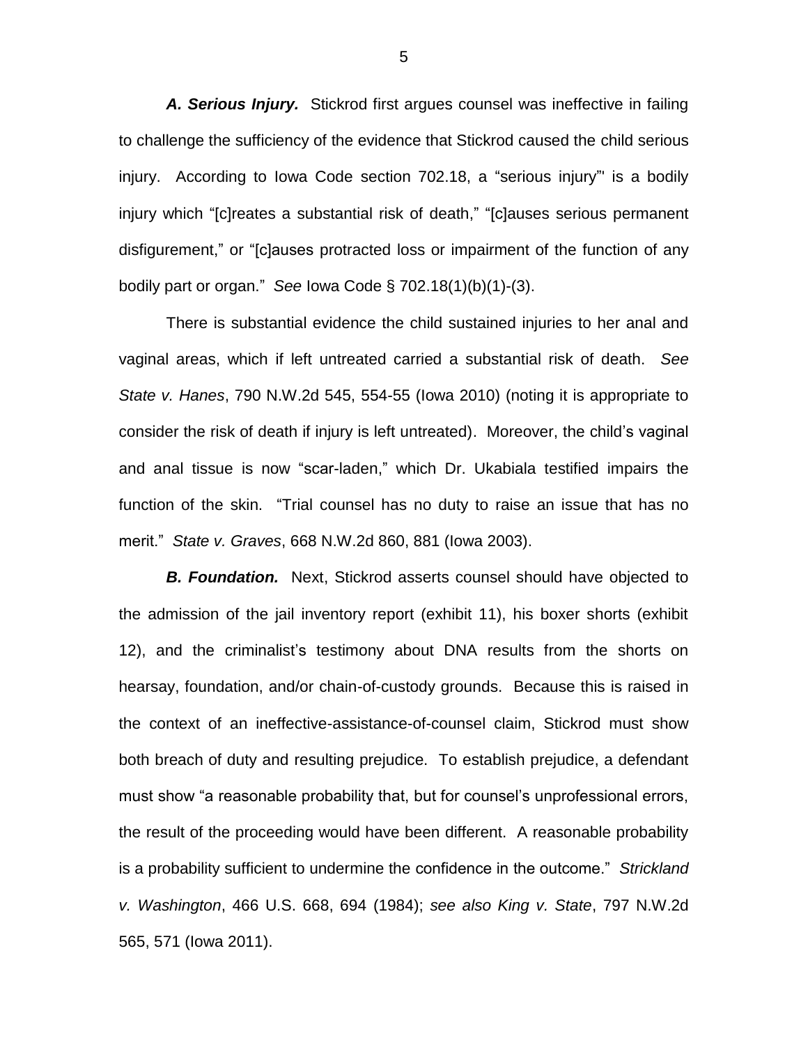***A. Serious Injury.*** Stickrod first argues counsel was ineffective in failing to challenge the sufficiency of the evidence that Stickrod caused the child serious injury. According to Iowa Code section 702.18, a "serious injury"' is a bodily injury which "[c]reates a substantial risk of death," "[c]auses serious permanent disfigurement," or "[c]auses protracted loss or impairment of the function of any bodily part or organ." *See* Iowa Code § 702.18(1)(b)(1)-(3).

There is substantial evidence the child sustained injuries to her anal and vaginal areas, which if left untreated carried a substantial risk of death. *See State v. Hanes*, 790 N.W.2d 545, 554-55 (Iowa 2010) (noting it is appropriate to consider the risk of death if injury is left untreated). Moreover, the child's vaginal and anal tissue is now "scar-laden," which Dr. Ukabiala testified impairs the function of the skin. "Trial counsel has no duty to raise an issue that has no merit." *State v. Graves*, 668 N.W.2d 860, 881 (Iowa 2003).

***B. Foundation.*** Next, Stickrod asserts counsel should have objected to the admission of the jail inventory report (exhibit 11), his boxer shorts (exhibit 12), and the criminalist's testimony about DNA results from the shorts on hearsay, foundation, and/or chain-of-custody grounds. Because this is raised in the context of an ineffective-assistance-of-counsel claim, Stickrod must show both breach of duty and resulting prejudice. To establish prejudice, a defendant must show "a reasonable probability that, but for counsel's unprofessional errors, the result of the proceeding would have been different. A reasonable probability is a probability sufficient to undermine the confidence in the outcome." *Strickland v. Washington*, 466 U.S. 668, 694 (1984); *see also King v. State*, 797 N.W.2d 565, 571 (Iowa 2011).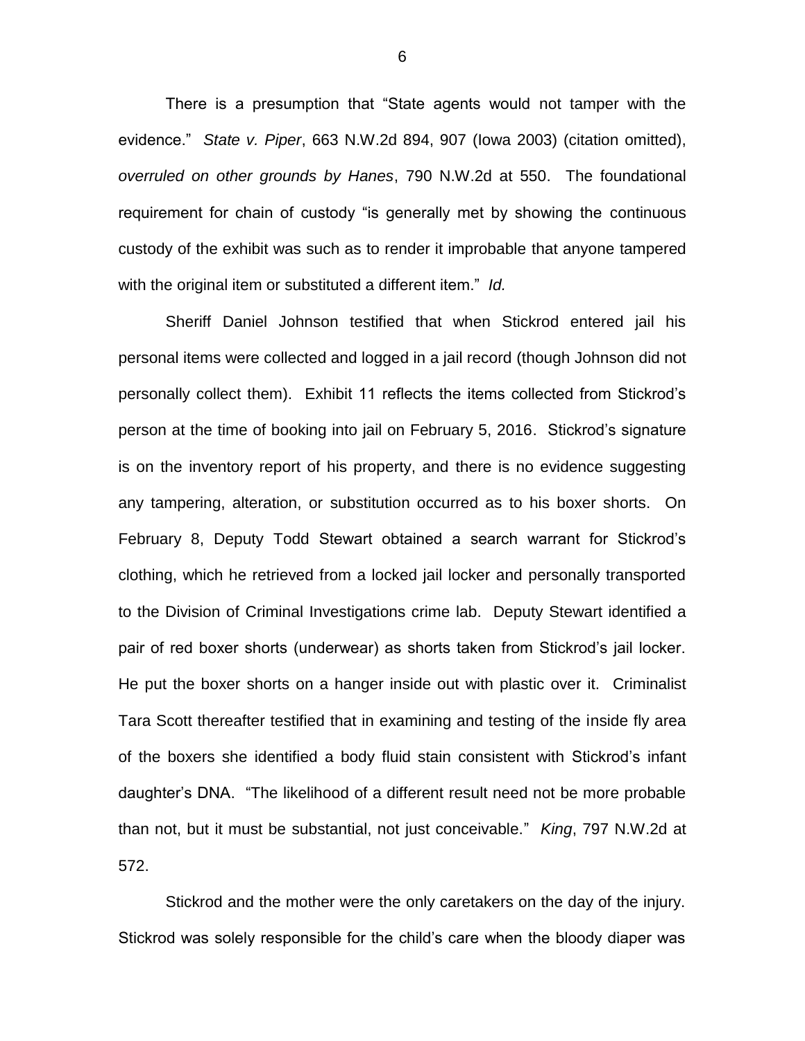There is a presumption that "State agents would not tamper with the evidence." *State v. Piper*, 663 N.W.2d 894, 907 (Iowa 2003) (citation omitted), *overruled on other grounds by Hanes*, 790 N.W.2d at 550. The foundational requirement for chain of custody "is generally met by showing the continuous custody of the exhibit was such as to render it improbable that anyone tampered with the original item or substituted a different item." *Id.*

Sheriff Daniel Johnson testified that when Stickrod entered jail his personal items were collected and logged in a jail record (though Johnson did not personally collect them). Exhibit 11 reflects the items collected from Stickrod's person at the time of booking into jail on February 5, 2016. Stickrod's signature is on the inventory report of his property, and there is no evidence suggesting any tampering, alteration, or substitution occurred as to his boxer shorts. On February 8, Deputy Todd Stewart obtained a search warrant for Stickrod's clothing, which he retrieved from a locked jail locker and personally transported to the Division of Criminal Investigations crime lab. Deputy Stewart identified a pair of red boxer shorts (underwear) as shorts taken from Stickrod's jail locker. He put the boxer shorts on a hanger inside out with plastic over it. Criminalist Tara Scott thereafter testified that in examining and testing of the inside fly area of the boxers she identified a body fluid stain consistent with Stickrod's infant daughter's DNA. "The likelihood of a different result need not be more probable than not, but it must be substantial, not just conceivable." *King*, 797 N.W.2d at 572.

Stickrod and the mother were the only caretakers on the day of the injury. Stickrod was solely responsible for the child's care when the bloody diaper was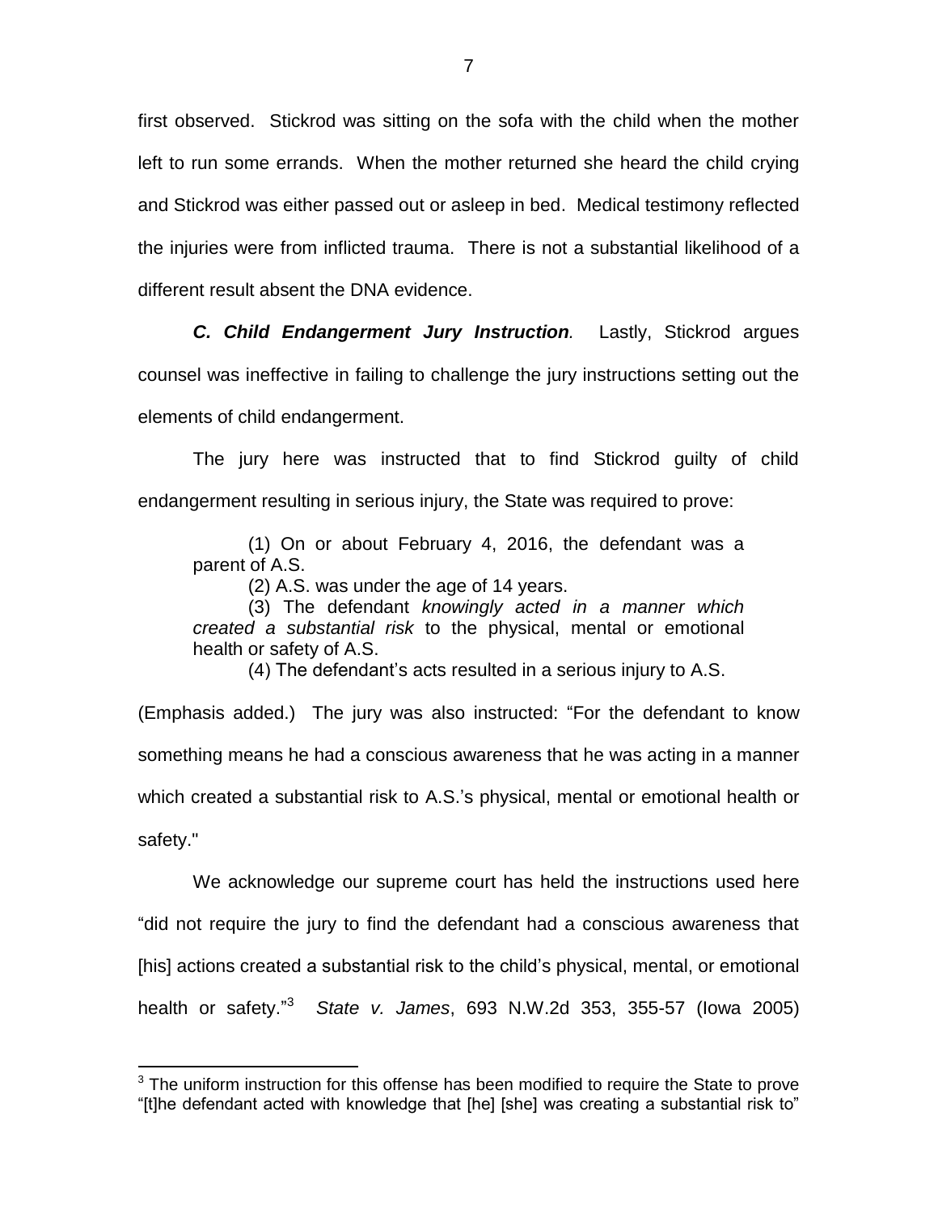first observed. Stickrod was sitting on the sofa with the child when the mother left to run some errands. When the mother returned she heard the child crying and Stickrod was either passed out or asleep in bed. Medical testimony reflected the injuries were from inflicted trauma. There is not a substantial likelihood of a different result absent the DNA evidence.

***C. Child Endangerment Jury Instruction.*** Lastly, Stickrod argues counsel was ineffective in failing to challenge the jury instructions setting out the elements of child endangerment.

The jury here was instructed that to find Stickrod guilty of child endangerment resulting in serious injury, the State was required to prove:

> (1) On or about February 4, 2016, the defendant was a parent of A.S.
>
> (2) A.S. was under the age of 14 years.
>
> (3) The defendant *knowingly acted in a manner which created a substantial risk* to the physical, mental or emotional health or safety of A.S.
>
> (4) The defendant's acts resulted in a serious injury to A.S.

(Emphasis added.) The jury was also instructed: "For the defendant to know something means he had a conscious awareness that he was acting in a manner which created a substantial risk to A.S.'s physical, mental or emotional health or safety."

We acknowledge our supreme court has held the instructions used here "did not require the jury to find the defendant had a conscious awareness that [his] actions created a substantial risk to the child's physical, mental, or emotional health or safety."[3] *State v. James*, 693 N.W.2d 353, 355-57 (Iowa 2005)

---

[3] The uniform instruction for this offense has been modified to require the State to prove "[t]he defendant acted with knowledge that [he] [she] was creating a substantial risk to"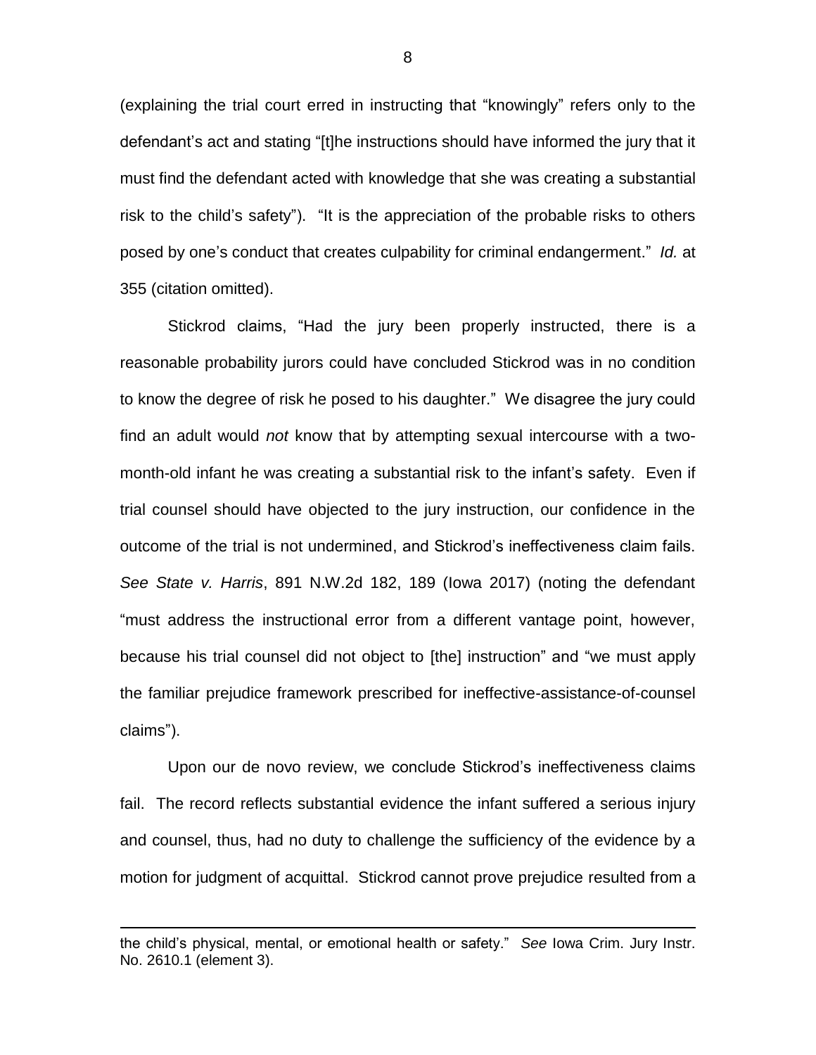(explaining the trial court erred in instructing that "knowingly" refers only to the defendant's act and stating "[t]he instructions should have informed the jury that it must find the defendant acted with knowledge that she was creating a substantial risk to the child's safety"). "It is the appreciation of the probable risks to others posed by one's conduct that creates culpability for criminal endangerment." *Id.* at 355 (citation omitted).

Stickrod claims, "Had the jury been properly instructed, there is a reasonable probability jurors could have concluded Stickrod was in no condition to know the degree of risk he posed to his daughter." We disagree the jury could find an adult would *not* know that by attempting sexual intercourse with a two-month-old infant he was creating a substantial risk to the infant's safety. Even if trial counsel should have objected to the jury instruction, our confidence in the outcome of the trial is not undermined, and Stickrod's ineffectiveness claim fails. *See State v. Harris*, 891 N.W.2d 182, 189 (Iowa 2017) (noting the defendant "must address the instructional error from a different vantage point, however, because his trial counsel did not object to [the] instruction" and "we must apply the familiar prejudice framework prescribed for ineffective-assistance-of-counsel claims").

Upon our de novo review, we conclude Stickrod's ineffectiveness claims fail. The record reflects substantial evidence the infant suffered a serious injury and counsel, thus, had no duty to challenge the sufficiency of the evidence by a motion for judgment of acquittal. Stickrod cannot prove prejudice resulted from a

---

the child's physical, mental, or emotional health or safety." *See* Iowa Crim. Jury Instr. No. 2610.1 (element 3).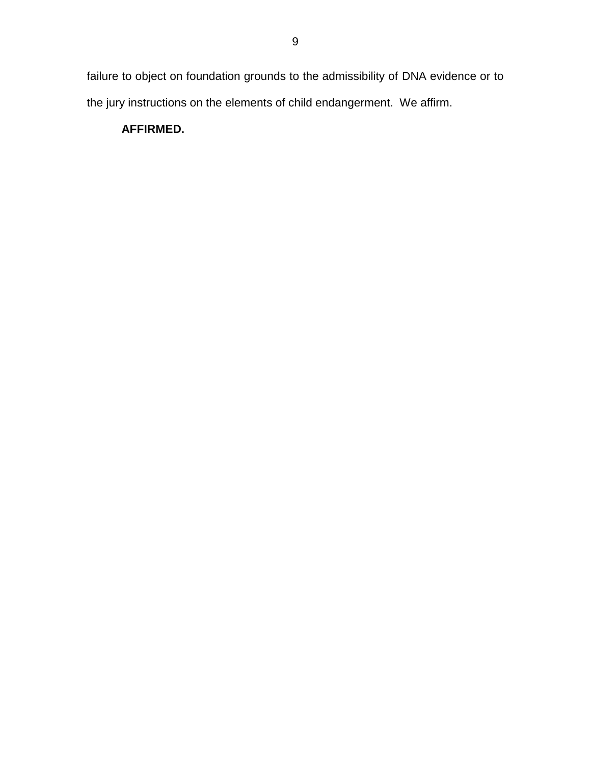failure to object on foundation grounds to the admissibility of DNA evidence or to the jury instructions on the elements of child endangerment. We affirm.

**AFFIRMED.**